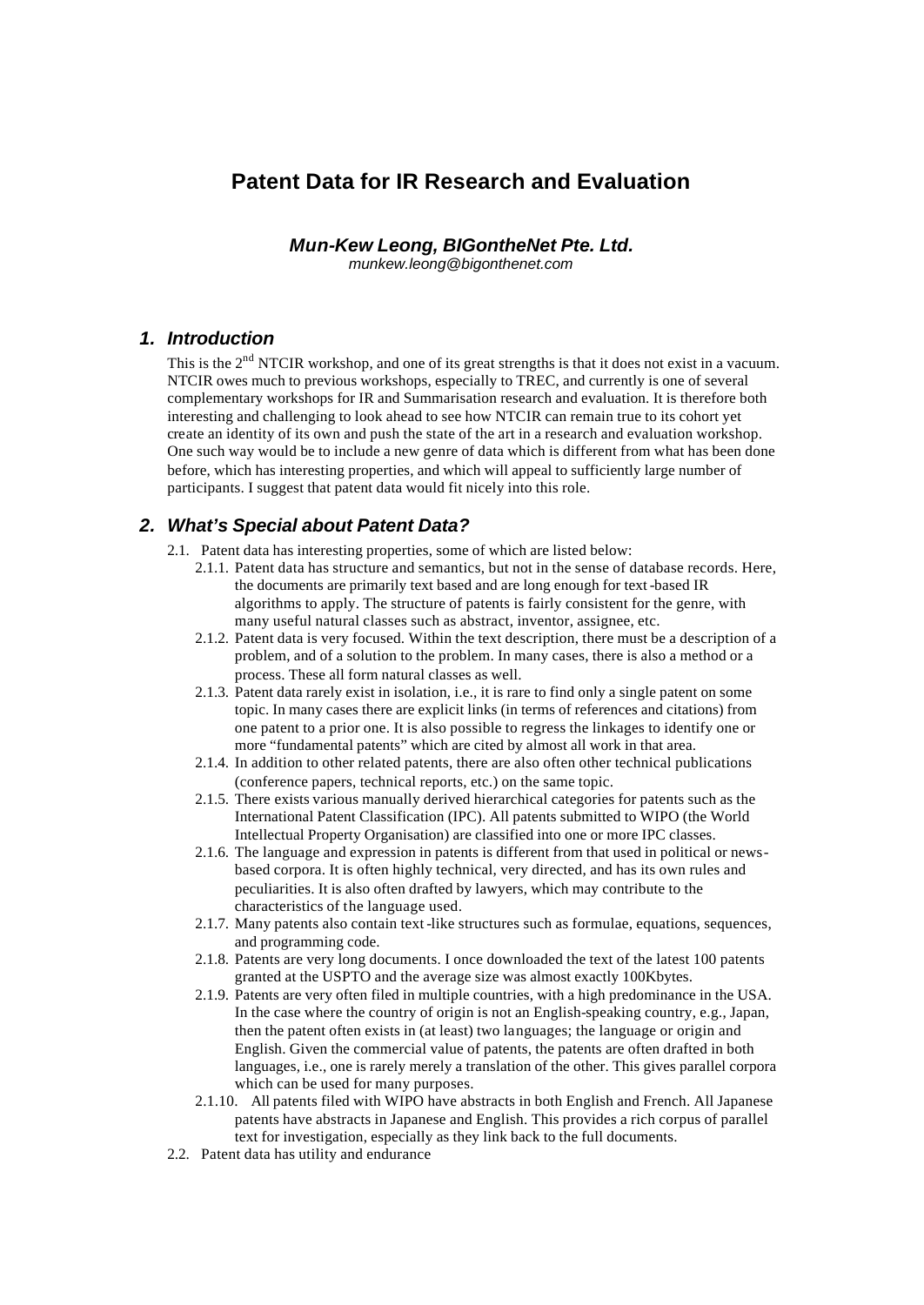# Patent Data for IR Research and Evaluation

***Mun-Kew Leong, BIGontheNet Pte. Ltd.***

*munkew.leong@bigonthenet.com*

## *1. Introduction*

This is the 2nd NTCIR workshop, and one of its great strengths is that it does not exist in a vacuum. NTCIR owes much to previous workshops, especially to TREC, and currently is one of several complementary workshops for IR and Summarisation research and evaluation. It is therefore both interesting and challenging to look ahead to see how NTCIR can remain true to its cohort yet create an identity of its own and push the state of the art in a research and evaluation workshop. One such way would be to include a new genre of data which is different from what has been done before, which has interesting properties, and which will appeal to sufficiently large number of participants. I suggest that patent data would fit nicely into this role.

## *2. What's Special about Patent Data?*

2.1. Patent data has interesting properties, some of which are listed below:

- 2.1.1. Patent data has structure and semantics, but not in the sense of database records. Here, the documents are primarily text based and are long enough for text-based IR algorithms to apply. The structure of patents is fairly consistent for the genre, with many useful natural classes such as abstract, inventor, assignee, etc.
- 2.1.2. Patent data is very focused. Within the text description, there must be a description of a problem, and of a solution to the problem. In many cases, there is also a method or a process. These all form natural classes as well.
- 2.1.3. Patent data rarely exist in isolation, i.e., it is rare to find only a single patent on some topic. In many cases there are explicit links (in terms of references and citations) from one patent to a prior one. It is also possible to regress the linkages to identify one or more "fundamental patents" which are cited by almost all work in that area.
- 2.1.4. In addition to other related patents, there are also often other technical publications (conference papers, technical reports, etc.) on the same topic.
- 2.1.5. There exists various manually derived hierarchical categories for patents such as the International Patent Classification (IPC). All patents submitted to WIPO (the World Intellectual Property Organisation) are classified into one or more IPC classes.
- 2.1.6. The language and expression in patents is different from that used in political or news-based corpora. It is often highly technical, very directed, and has its own rules and peculiarities. It is also often drafted by lawyers, which may contribute to the characteristics of the language used.
- 2.1.7. Many patents also contain text-like structures such as formulae, equations, sequences, and programming code.
- 2.1.8. Patents are very long documents. I once downloaded the text of the latest 100 patents granted at the USPTO and the average size was almost exactly 100Kbytes.
- 2.1.9. Patents are very often filed in multiple countries, with a high predominance in the USA. In the case where the country of origin is not an English-speaking country, e.g., Japan, then the patent often exists in (at least) two languages; the language or origin and English. Given the commercial value of patents, the patents are often drafted in both languages, i.e., one is rarely merely a translation of the other. This gives parallel corpora which can be used for many purposes.
- 2.1.10. All patents filed with WIPO have abstracts in both English and French. All Japanese patents have abstracts in Japanese and English. This provides a rich corpus of parallel text for investigation, especially as they link back to the full documents.

2.2. Patent data has utility and endurance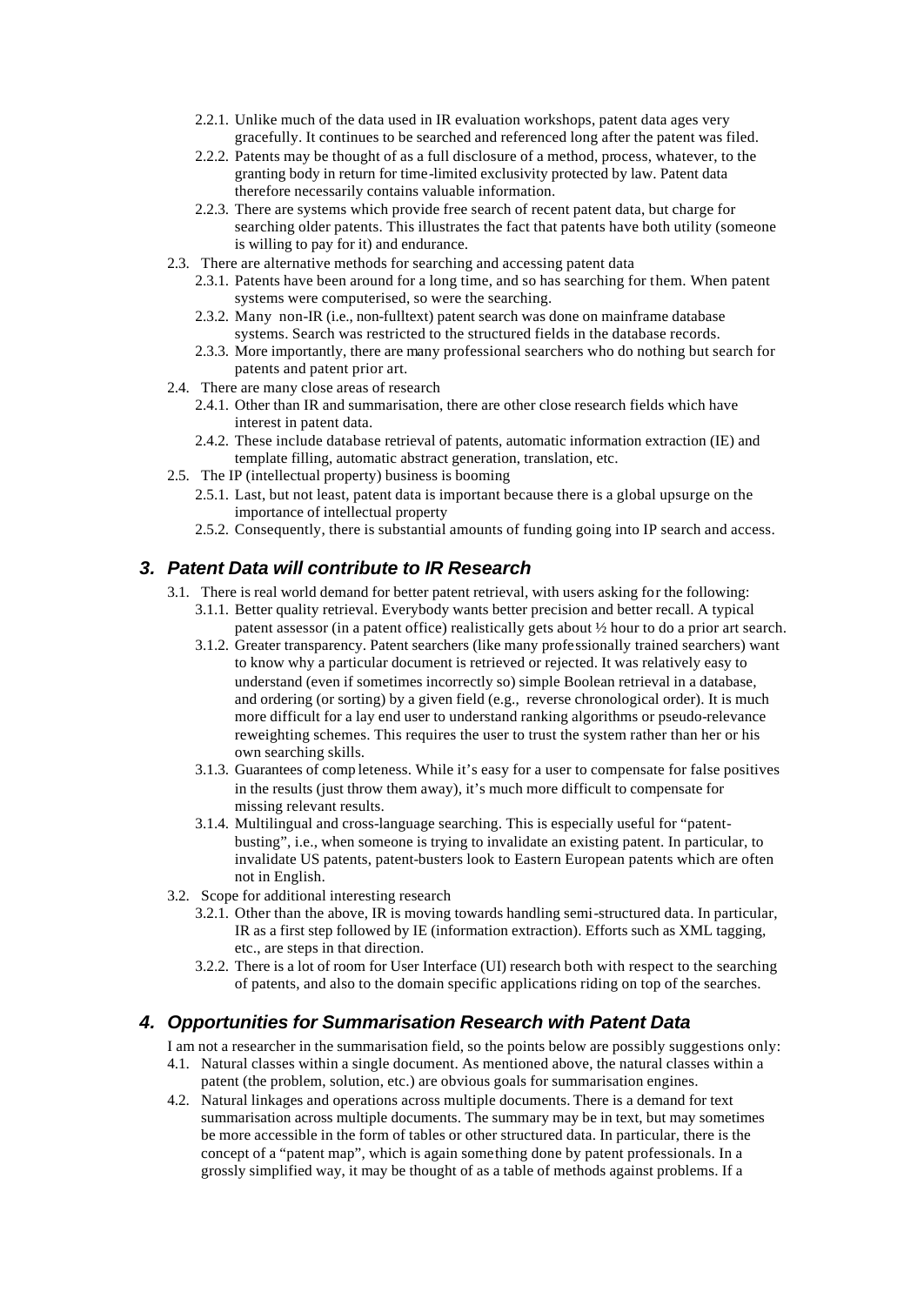- 2.2.1. Unlike much of the data used in IR evaluation workshops, patent data ages very gracefully. It continues to be searched and referenced long after the patent was filed.
- 2.2.2. Patents may be thought of as a full disclosure of a method, process, whatever, to the granting body in return for time-limited exclusivity protected by law. Patent data therefore necessarily contains valuable information.
- 2.2.3. There are systems which provide free search of recent patent data, but charge for searching older patents. This illustrates the fact that patents have both utility (someone is willing to pay for it) and endurance.

2.3. There are alternative methods for searching and accessing patent data

- 2.3.1. Patents have been around for a long time, and so has searching for them. When patent systems were computerised, so were the searching.
- 2.3.2. Many non-IR (i.e., non-fulltext) patent search was done on mainframe database systems. Search was restricted to the structured fields in the database records.
- 2.3.3. More importantly, there are many professional searchers who do nothing but search for patents and patent prior art.

2.4. There are many close areas of research

- 2.4.1. Other than IR and summarisation, there are other close research fields which have interest in patent data.
- 2.4.2. These include database retrieval of patents, automatic information extraction (IE) and template filling, automatic abstract generation, translation, etc.

2.5. The IP (intellectual property) business is booming

- 2.5.1. Last, but not least, patent data is important because there is a global upsurge on the importance of intellectual property
- 2.5.2. Consequently, there is substantial amounts of funding going into IP search and access.

## 3. Patent Data will contribute to IR Research

3.1. There is real world demand for better patent retrieval, with users asking for the following:

- 3.1.1. Better quality retrieval. Everybody wants better precision and better recall. A typical patent assessor (in a patent office) realistically gets about ½ hour to do a prior art search.
- 3.1.2. Greater transparency. Patent searchers (like many professionally trained searchers) want to know why a particular document is retrieved or rejected. It was relatively easy to understand (even if sometimes incorrectly so) simple Boolean retrieval in a database, and ordering (or sorting) by a given field (e.g., reverse chronological order). It is much more difficult for a lay end user to understand ranking algorithms or pseudo-relevance reweighting schemes. This requires the user to trust the system rather than her or his own searching skills.
- 3.1.3. Guarantees of completeness. While it's easy for a user to compensate for false positives in the results (just throw them away), it's much more difficult to compensate for missing relevant results.
- 3.1.4. Multilingual and cross-language searching. This is especially useful for "patent-busting", i.e., when someone is trying to invalidate an existing patent. In particular, to invalidate US patents, patent-busters look to Eastern European patents which are often not in English.

3.2. Scope for additional interesting research

- 3.2.1. Other than the above, IR is moving towards handling semi-structured data. In particular, IR as a first step followed by IE (information extraction). Efforts such as XML tagging, etc., are steps in that direction.
- 3.2.2. There is a lot of room for User Interface (UI) research both with respect to the searching of patents, and also to the domain specific applications riding on top of the searches.

## 4. Opportunities for Summarisation Research with Patent Data

I am not a researcher in the summarisation field, so the points below are possibly suggestions only:

4.1. Natural classes within a single document. As mentioned above, the natural classes within a patent (the problem, solution, etc.) are obvious goals for summarisation engines.

4.2. Natural linkages and operations across multiple documents. There is a demand for text summarisation across multiple documents. The summary may be in text, but may sometimes be more accessible in the form of tables or other structured data. In particular, there is the concept of a "patent map", which is again something done by patent professionals. In a grossly simplified way, it may be thought of as a table of methods against problems. If a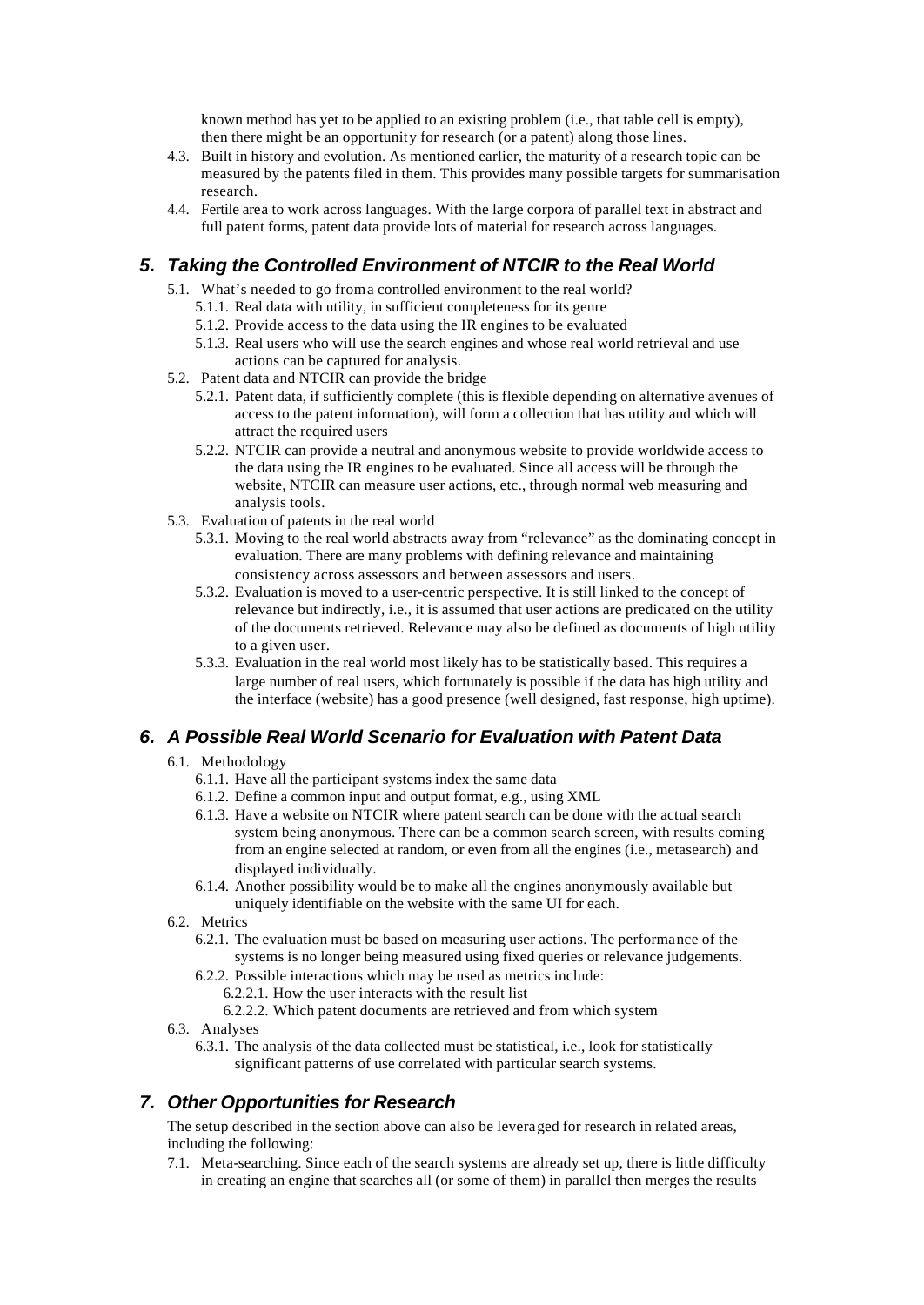known method has yet to be applied to an existing problem (i.e., that table cell is empty), then there might be an opportunity for research (or a patent) along those lines.

- 4.3. Built in history and evolution. As mentioned earlier, the maturity of a research topic can be measured by the patents filed in them. This provides many possible targets for summarisation research.
- 4.4. Fertile area to work across languages. With the large corpora of parallel text in abstract and full patent forms, patent data provide lots of material for research across languages.

## *5. Taking the Controlled Environment of NTCIR to the Real World*

- 5.1. What's needed to go from a controlled environment to the real world?
  - 5.1.1. Real data with utility, in sufficient completeness for its genre
  - 5.1.2. Provide access to the data using the IR engines to be evaluated
  - 5.1.3. Real users who will use the search engines and whose real world retrieval and use actions can be captured for analysis.
- 5.2. Patent data and NTCIR can provide the bridge
  - 5.2.1. Patent data, if sufficiently complete (this is flexible depending on alternative avenues of access to the patent information), will form a collection that has utility and which will attract the required users
  - 5.2.2. NTCIR can provide a neutral and anonymous website to provide worldwide access to the data using the IR engines to be evaluated. Since all access will be through the website, NTCIR can measure user actions, etc., through normal web measuring and analysis tools.
- 5.3. Evaluation of patents in the real world
  - 5.3.1. Moving to the real world abstracts away from "relevance" as the dominating concept in evaluation. There are many problems with defining relevance and maintaining consistency across assessors and between assessors and users.
  - 5.3.2. Evaluation is moved to a user-centric perspective. It is still linked to the concept of relevance but indirectly, i.e., it is assumed that user actions are predicated on the utility of the documents retrieved. Relevance may also be defined as documents of high utility to a given user.
  - 5.3.3. Evaluation in the real world most likely has to be statistically based. This requires a large number of real users, which fortunately is possible if the data has high utility and the interface (website) has a good presence (well designed, fast response, high uptime).

## *6. A Possible Real World Scenario for Evaluation with Patent Data*

- 6.1. Methodology
  - 6.1.1. Have all the participant systems index the same data
  - 6.1.2. Define a common input and output format, e.g., using XML
  - 6.1.3. Have a website on NTCIR where patent search can be done with the actual search system being anonymous. There can be a common search screen, with results coming from an engine selected at random, or even from all the engines (i.e., metasearch) and displayed individually.
  - 6.1.4. Another possibility would be to make all the engines anonymously available but uniquely identifiable on the website with the same UI for each.
- 6.2. Metrics
  - 6.2.1. The evaluation must be based on measuring user actions. The performance of the systems is no longer being measured using fixed queries or relevance judgements.
  - 6.2.2. Possible interactions which may be used as metrics include:
    - 6.2.2.1. How the user interacts with the result list
    - 6.2.2.2. Which patent documents are retrieved and from which system
- 6.3. Analyses
  - 6.3.1. The analysis of the data collected must be statistical, i.e., look for statistically significant patterns of use correlated with particular search systems.

## *7. Other Opportunities for Research*

The setup described in the section above can also be leveraged for research in related areas, including the following:

- 7.1. Meta-searching. Since each of the search systems are already set up, there is little difficulty in creating an engine that searches all (or some of them) in parallel then merges the results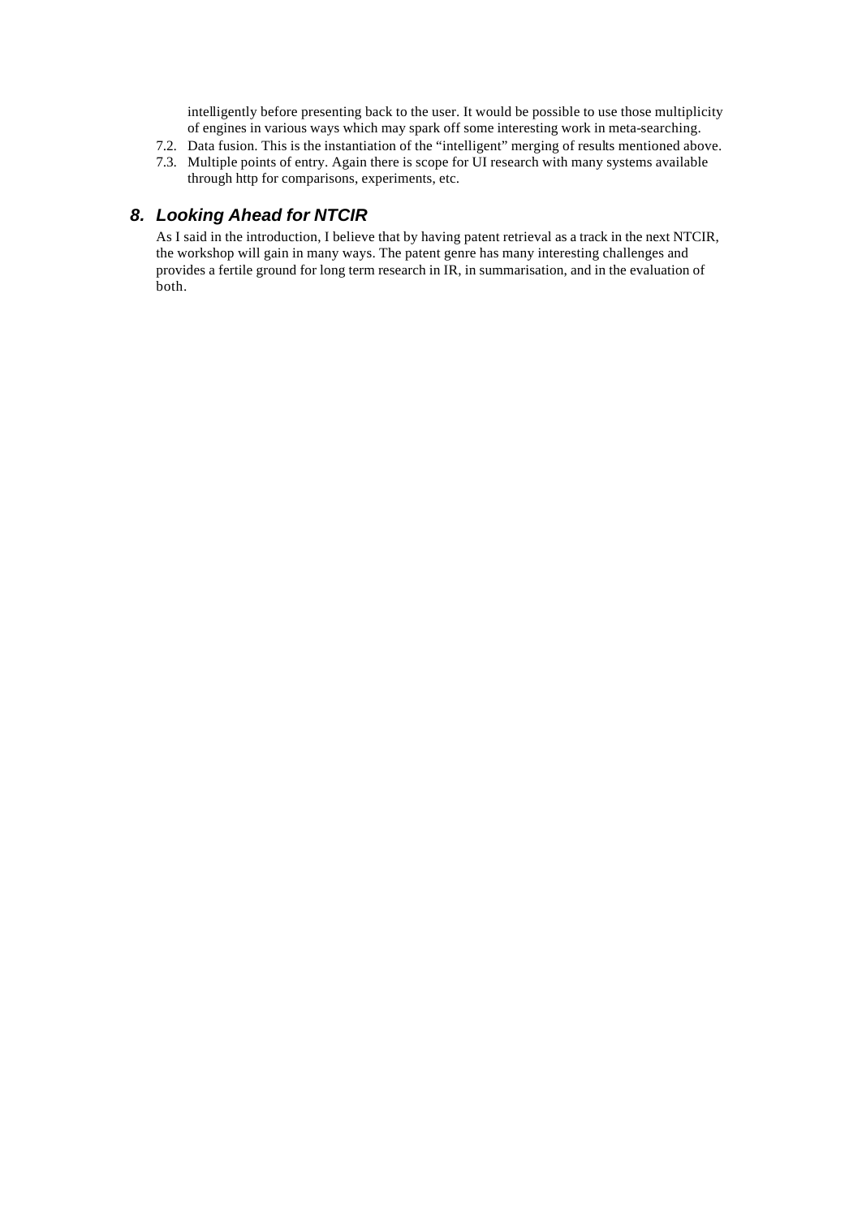intelligently before presenting back to the user. It would be possible to use those multiplicity of engines in various ways which may spark off some interesting work in meta-searching.

7.2. Data fusion. This is the instantiation of the “intelligent” merging of results mentioned above.

7.3. Multiple points of entry. Again there is scope for UI research with many systems available through http for comparisons, experiments, etc.

## 8. Looking Ahead for NTCIR

As I said in the introduction, I believe that by having patent retrieval as a track in the next NTCIR, the workshop will gain in many ways. The patent genre has many interesting challenges and provides a fertile ground for long term research in IR, in summarisation, and in the evaluation of both.